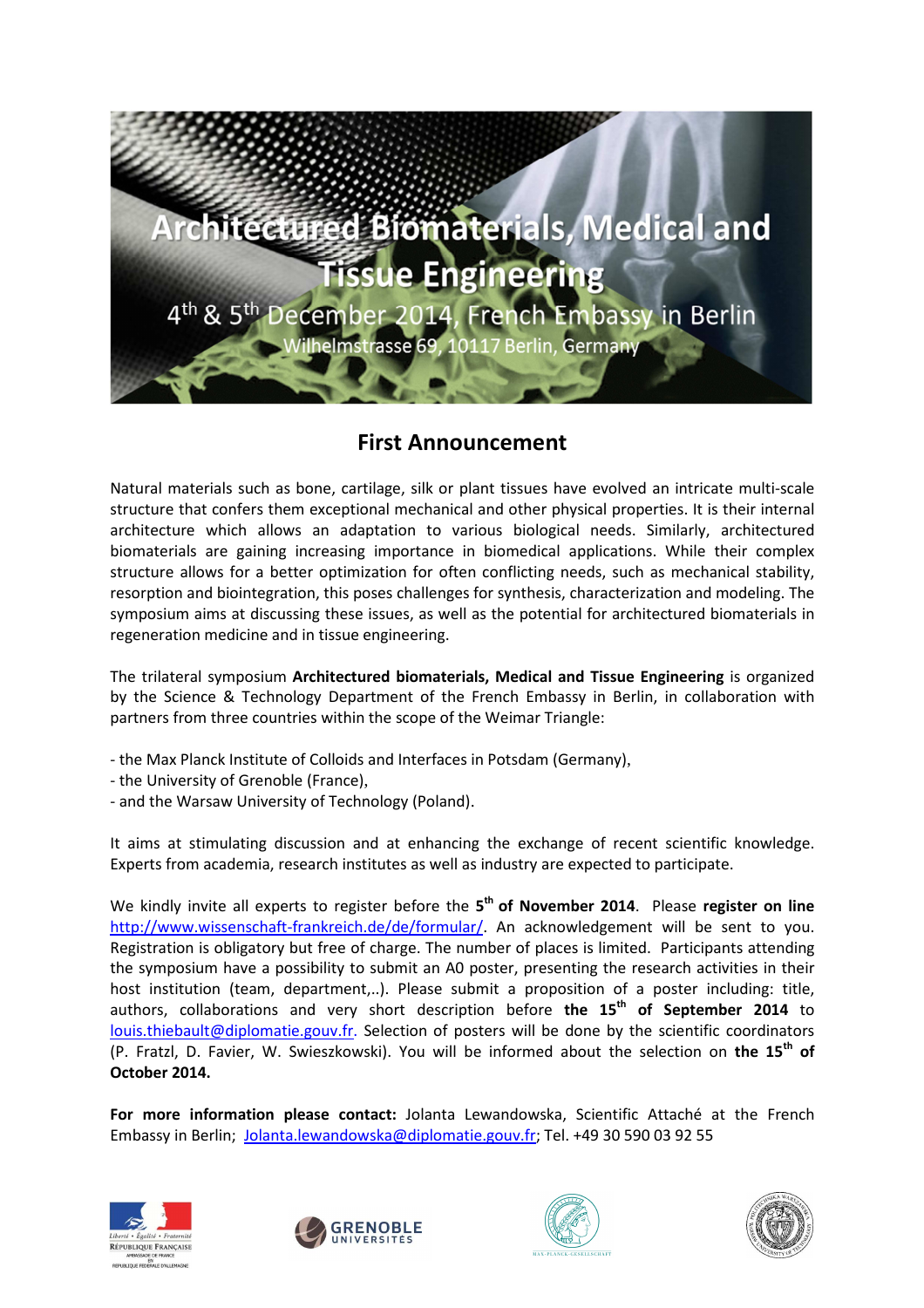# Architectured Biomaterials, Medical and Tissue Engineering

4th & 5th December 2014, French Embassy in Berlin

Wilhelmstrasse 69, 10117 Berlin, Germany

## First Announcement

Natural materials such as bone, cartilage, silk or plant tissues have evolved an intricate multi-scale structure that confers them exceptional mechanical and other physical properties. It is their internal architecture which allows an adaptation to various biological needs. Similarly, architectured biomaterials are gaining increasing importance in biomedical applications. While their complex structure allows for a better optimization for often conflicting needs, such as mechanical stability, resorption and biointegration, this poses challenges for synthesis, characterization and modeling. The symposium aims at discussing these issues, as well as the potential for architectured biomaterials in regeneration medicine and in tissue engineering.

The trilateral symposium **Architectured biomaterials, Medical and Tissue Engineering** is organized by the Science & Technology Department of the French Embassy in Berlin, in collaboration with partners from three countries within the scope of the Weimar Triangle:

- the Max Planck Institute of Colloids and Interfaces in Potsdam (Germany),
- the University of Grenoble (France),
- and the Warsaw University of Technology (Poland).

It aims at stimulating discussion and at enhancing the exchange of recent scientific knowledge. Experts from academia, research institutes as well as industry are expected to participate.

We kindly invite all experts to register before the **5th of November 2014**. Please **register on line** http://www.wissenschaft-frankreich.de/de/formular/. An acknowledgement will be sent to you. Registration is obligatory but free of charge. The number of places is limited. Participants attending the symposium have a possibility to submit an A0 poster, presenting the research activities in their host institution (team, department,..). Please submit a proposition of a poster including: title, authors, collaborations and very short description before **the 15th of September 2014** to louis.thiebault@diplomatie.gouv.fr. Selection of posters will be done by the scientific coordinators (P. Fratzl, D. Favier, W. Swieszkowski). You will be informed about the selection on **the 15th of October 2014.**

**For more information please contact:** Jolanta Lewandowska, Scientific Attaché at the French Embassy in Berlin; Jolanta.lewandowska@diplomatie.gouv.fr; Tel. +49 30 590 03 92 55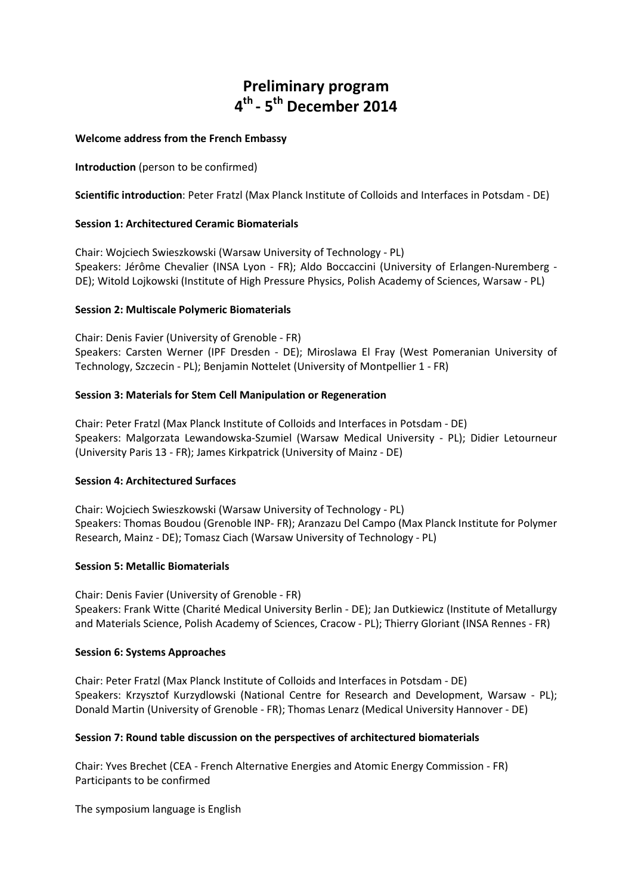# Preliminary program
# 4th - 5th December 2014

**Welcome address from the French Embassy**

**Introduction** (person to be confirmed)

**Scientific introduction**: Peter Fratzl (Max Planck Institute of Colloids and Interfaces in Potsdam - DE)

**Session 1: Architectured Ceramic Biomaterials**

Chair: Wojciech Swieszkowski (Warsaw University of Technology - PL)
Speakers: Jérôme Chevalier (INSA Lyon - FR); Aldo Boccaccini (University of Erlangen-Nuremberg - DE); Witold Lojkowski (Institute of High Pressure Physics, Polish Academy of Sciences, Warsaw - PL)

**Session 2: Multiscale Polymeric Biomaterials**

Chair: Denis Favier (University of Grenoble - FR)
Speakers: Carsten Werner (IPF Dresden - DE); Miroslawa El Fray (West Pomeranian University of Technology, Szczecin - PL); Benjamin Nottelet (University of Montpellier 1 - FR)

**Session 3: Materials for Stem Cell Manipulation or Regeneration**

Chair: Peter Fratzl (Max Planck Institute of Colloids and Interfaces in Potsdam - DE)
Speakers: Malgorzata Lewandowska-Szumiel (Warsaw Medical University - PL); Didier Letourneur (University Paris 13 - FR); James Kirkpatrick (University of Mainz - DE)

**Session 4: Architectured Surfaces**

Chair: Wojciech Swieszkowski (Warsaw University of Technology - PL)
Speakers: Thomas Boudou (Grenoble INP- FR); Aranzazu Del Campo (Max Planck Institute for Polymer Research, Mainz - DE); Tomasz Ciach (Warsaw University of Technology - PL)

**Session 5: Metallic Biomaterials**

Chair: Denis Favier (University of Grenoble - FR)
Speakers: Frank Witte (Charité Medical University Berlin - DE); Jan Dutkiewicz (Institute of Metallurgy and Materials Science, Polish Academy of Sciences, Cracow - PL); Thierry Gloriant (INSA Rennes - FR)

**Session 6: Systems Approaches**

Chair: Peter Fratzl (Max Planck Institute of Colloids and Interfaces in Potsdam - DE)
Speakers: Krzysztof Kurzydlowski (National Centre for Research and Development, Warsaw - PL); Donald Martin (University of Grenoble - FR); Thomas Lenarz (Medical University Hannover - DE)

**Session 7: Round table discussion on the perspectives of architectured biomaterials**

Chair: Yves Brechet (CEA - French Alternative Energies and Atomic Energy Commission - FR)
Participants to be confirmed

The symposium language is English